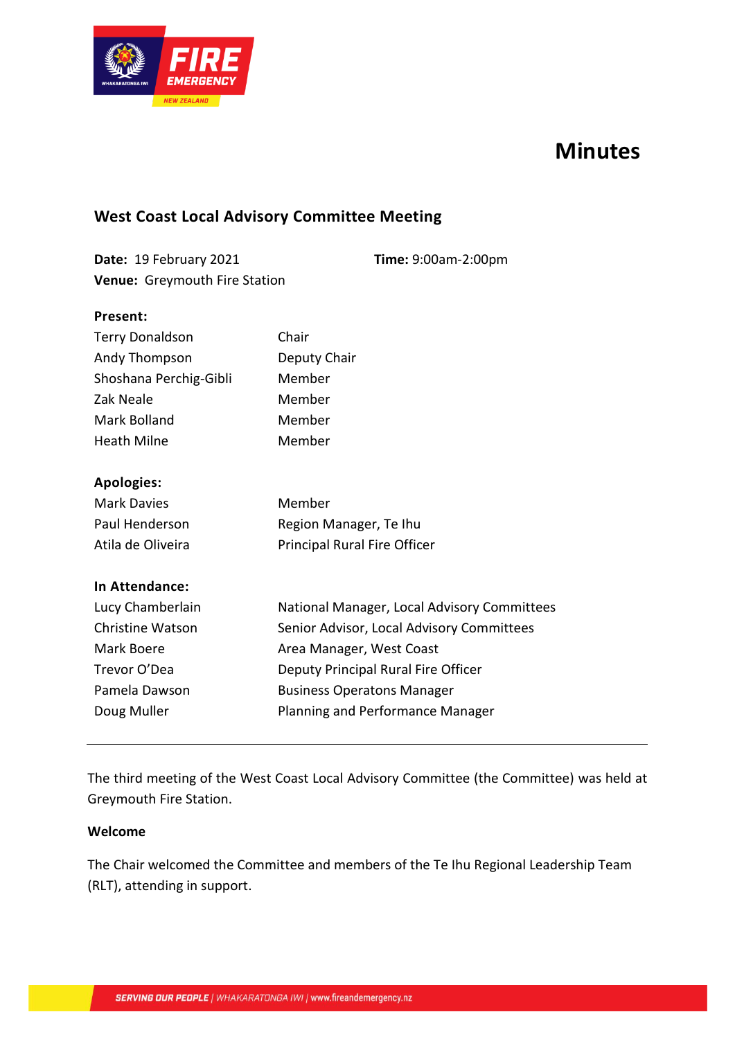# Minutes

## West Coast Local Advisory Committee Meeting

**Date:** 19 February 2021 **Time:** 9:00am-2:00pm
**Venue:** Greymouth Fire Station

**Present:**

| | |
|---|---|
| Terry Donaldson | Chair |
| Andy Thompson | Deputy Chair |
| Shoshana Perchig-Gibli | Member |
| Zak Neale | Member |
| Mark Bolland | Member |
| Heath Milne | Member |

**Apologies:**

| | |
|---|---|
| Mark Davies | Member |
| Paul Henderson | Region Manager, Te Ihu |
| Atila de Oliveira | Principal Rural Fire Officer |

**In Attendance:**

| | |
|---|---|
| Lucy Chamberlain | National Manager, Local Advisory Committees |
| Christine Watson | Senior Advisor, Local Advisory Committees |
| Mark Boere | Area Manager, West Coast |
| Trevor O'Dea | Deputy Principal Rural Fire Officer |
| Pamela Dawson | Business Operatons Manager |
| Doug Muller | Planning and Performance Manager |

---

The third meeting of the West Coast Local Advisory Committee (the Committee) was held at Greymouth Fire Station.

**Welcome**

The Chair welcomed the Committee and members of the Te Ihu Regional Leadership Team (RLT), attending in support.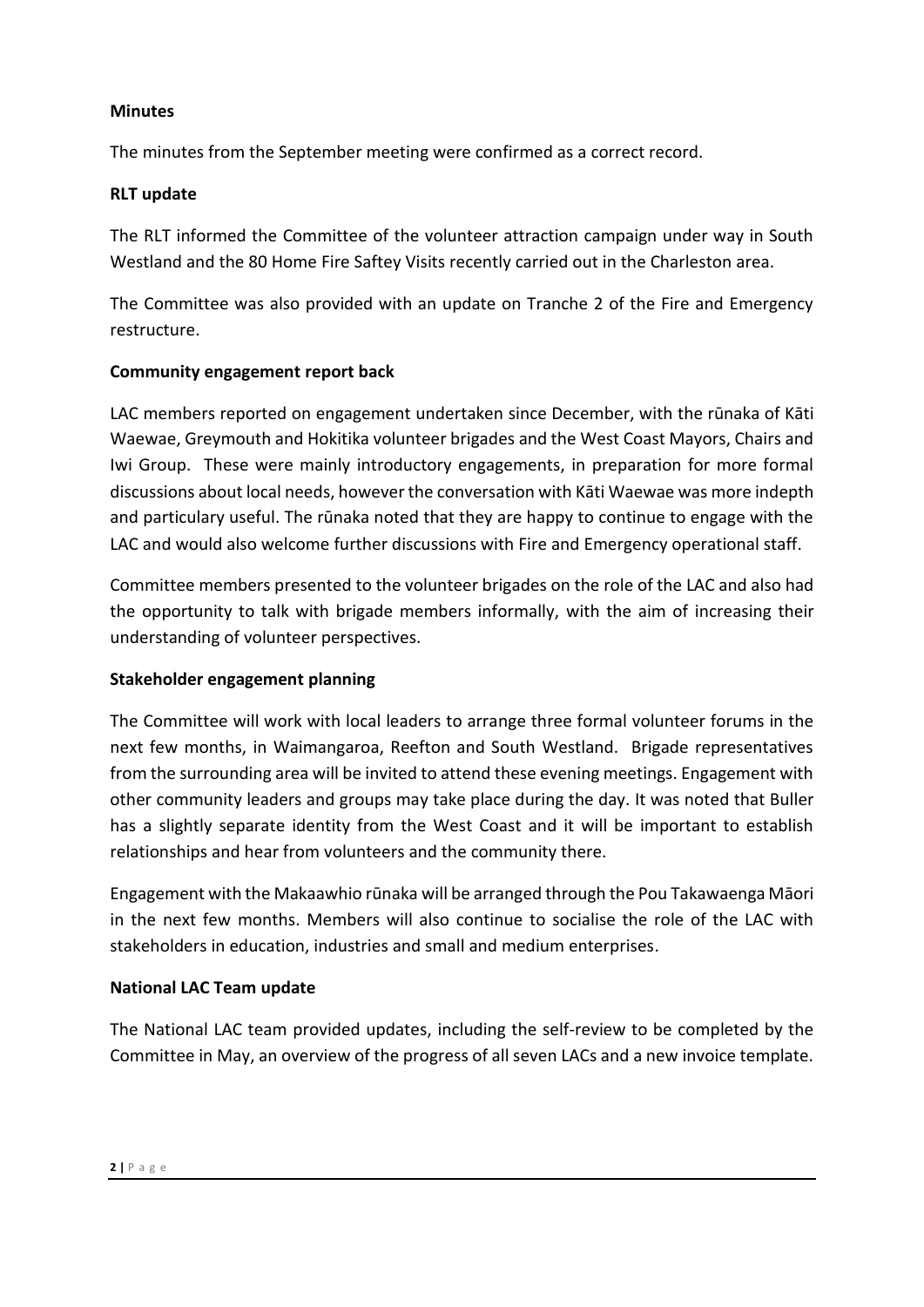**Minutes**

The minutes from the September meeting were confirmed as a correct record.

**RLT update**

The RLT informed the Committee of the volunteer attraction campaign under way in South Westland and the 80 Home Fire Saftey Visits recently carried out in the Charleston area.

The Committee was also provided with an update on Tranche 2 of the Fire and Emergency restructure.

**Community engagement report back**

LAC members reported on engagement undertaken since December, with the rūnaka of Kāti Waewae, Greymouth and Hokitika volunteer brigades and the West Coast Mayors, Chairs and Iwi Group. These were mainly introductory engagements, in preparation for more formal discussions about local needs, however the conversation with Kāti Waewae was more indepth and particulary useful. The rūnaka noted that they are happy to continue to engage with the LAC and would also welcome further discussions with Fire and Emergency operational staff.

Committee members presented to the volunteer brigades on the role of the LAC and also had the opportunity to talk with brigade members informally, with the aim of increasing their understanding of volunteer perspectives.

**Stakeholder engagement planning**

The Committee will work with local leaders to arrange three formal volunteer forums in the next few months, in Waimangaroa, Reefton and South Westland. Brigade representatives from the surrounding area will be invited to attend these evening meetings. Engagement with other community leaders and groups may take place during the day. It was noted that Buller has a slightly separate identity from the West Coast and it will be important to establish relationships and hear from volunteers and the community there.

Engagement with the Makaawhio rūnaka will be arranged through the Pou Takawaenga Māori in the next few months. Members will also continue to socialise the role of the LAC with stakeholders in education, industries and small and medium enterprises.

**National LAC Team update**

The National LAC team provided updates, including the self-review to be completed by the Committee in May, an overview of the progress of all seven LACs and a new invoice template.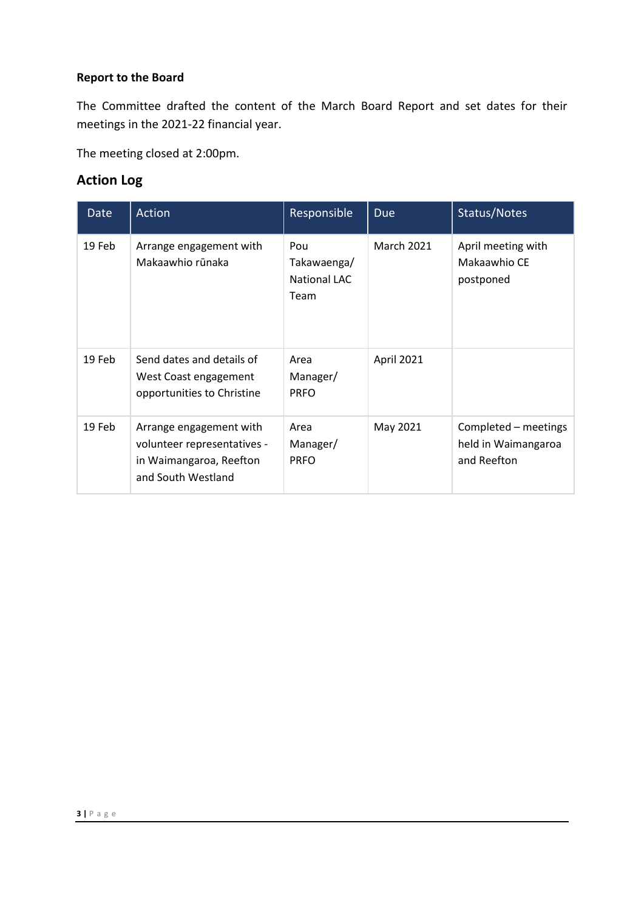**Report to the Board**

The Committee drafted the content of the March Board Report and set dates for their meetings in the 2021-22 financial year.

The meeting closed at 2:00pm.

## Action Log

| Date | Action | Responsible | Due | Status/Notes |
| --- | --- | --- | --- | --- |
| 19 Feb | Arrange engagement with Makaawhio rūnaka | Pou Takawaenga/ National LAC Team | March 2021 | April meeting with Makaawhio CE postponed |
| 19 Feb | Send dates and details of West Coast engagement opportunities to Christine | Area Manager/ PRFO | April 2021 | |
| 19 Feb | Arrange engagement with volunteer representatives - in Waimangaroa, Reefton and South Westland | Area Manager/ PRFO | May 2021 | Completed – meetings held in Waimangaroa and Reefton |